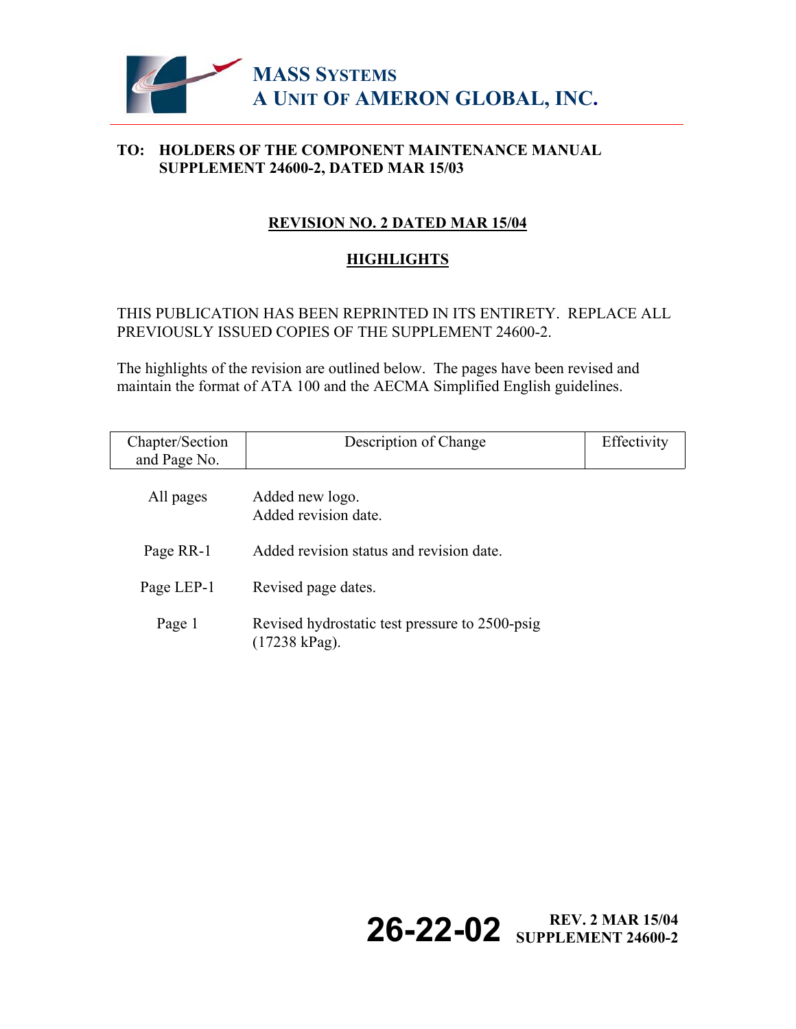**MASS SYSTEMS**
**A UNIT OF AMERON GLOBAL, INC.**

**TO: HOLDERS OF THE COMPONENT MAINTENANCE MANUAL SUPPLEMENT 24600-2, DATED MAR 15/03**

## REVISION NO. 2 DATED MAR 15/04

## HIGHLIGHTS

THIS PUBLICATION HAS BEEN REPRINTED IN ITS ENTIRETY. REPLACE ALL PREVIOUSLY ISSUED COPIES OF THE SUPPLEMENT 24600-2.

The highlights of the revision are outlined below. The pages have been revised and maintain the format of ATA 100 and the AECMA Simplified English guidelines.

| Chapter/Section and Page No. | Description of Change | Effectivity |
| --- | --- | --- |
| All pages | Added new logo.<br>Added revision date. | |
| Page RR-1 | Added revision status and revision date. | |
| Page LEP-1 | Revised page dates. | |
| Page 1 | Revised hydrostatic test pressure to 2500-psig (17238 kPag). | |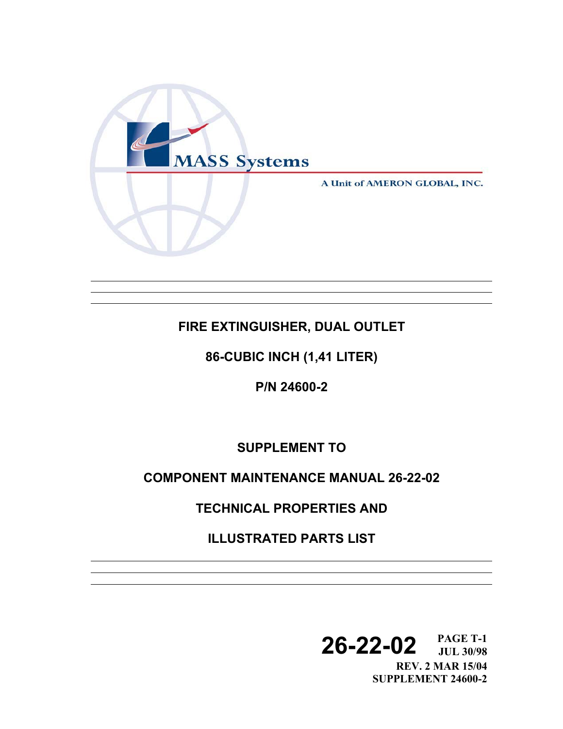MASS Systems

A Unit of AMERON GLOBAL, INC.

# FIRE EXTINGUISHER, DUAL OUTLET

## 86-CUBIC INCH (1,41 LITER)

## P/N 24600-2

## SUPPLEMENT TO

## COMPONENT MAINTENANCE MANUAL 26-22-02

## TECHNICAL PROPERTIES AND

## ILLUSTRATED PARTS LIST

26-22-02 PAGE T-1
JUL 30/98
REV. 2 MAR 15/04
SUPPLEMENT 24600-2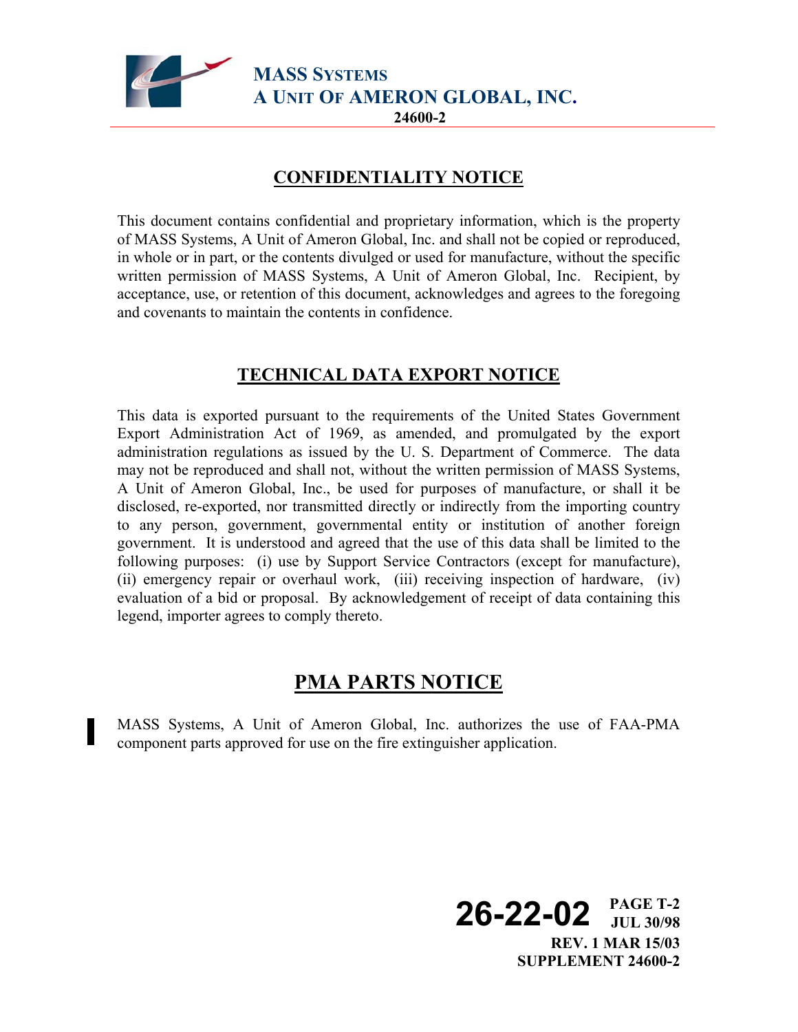## CONFIDENTIALITY NOTICE

This document contains confidential and proprietary information, which is the property of MASS Systems, A Unit of Ameron Global, Inc. and shall not be copied or reproduced, in whole or in part, or the contents divulged or used for manufacture, without the specific written permission of MASS Systems, A Unit of Ameron Global, Inc. Recipient, by acceptance, use, or retention of this document, acknowledges and agrees to the foregoing and covenants to maintain the contents in confidence.

## TECHNICAL DATA EXPORT NOTICE

This data is exported pursuant to the requirements of the United States Government Export Administration Act of 1969, as amended, and promulgated by the export administration regulations as issued by the U. S. Department of Commerce. The data may not be reproduced and shall not, without the written permission of MASS Systems, A Unit of Ameron Global, Inc., be used for purposes of manufacture, or shall it be disclosed, re-exported, nor transmitted directly or indirectly from the importing country to any person, government, governmental entity or institution of another foreign government. It is understood and agreed that the use of this data shall be limited to the following purposes: (i) use by Support Service Contractors (except for manufacture), (ii) emergency repair or overhaul work, (iii) receiving inspection of hardware, (iv) evaluation of a bid or proposal. By acknowledgement of receipt of data containing this legend, importer agrees to comply thereto.

## PMA PARTS NOTICE

MASS Systems, A Unit of Ameron Global, Inc. authorizes the use of FAA-PMA component parts approved for use on the fire extinguisher application.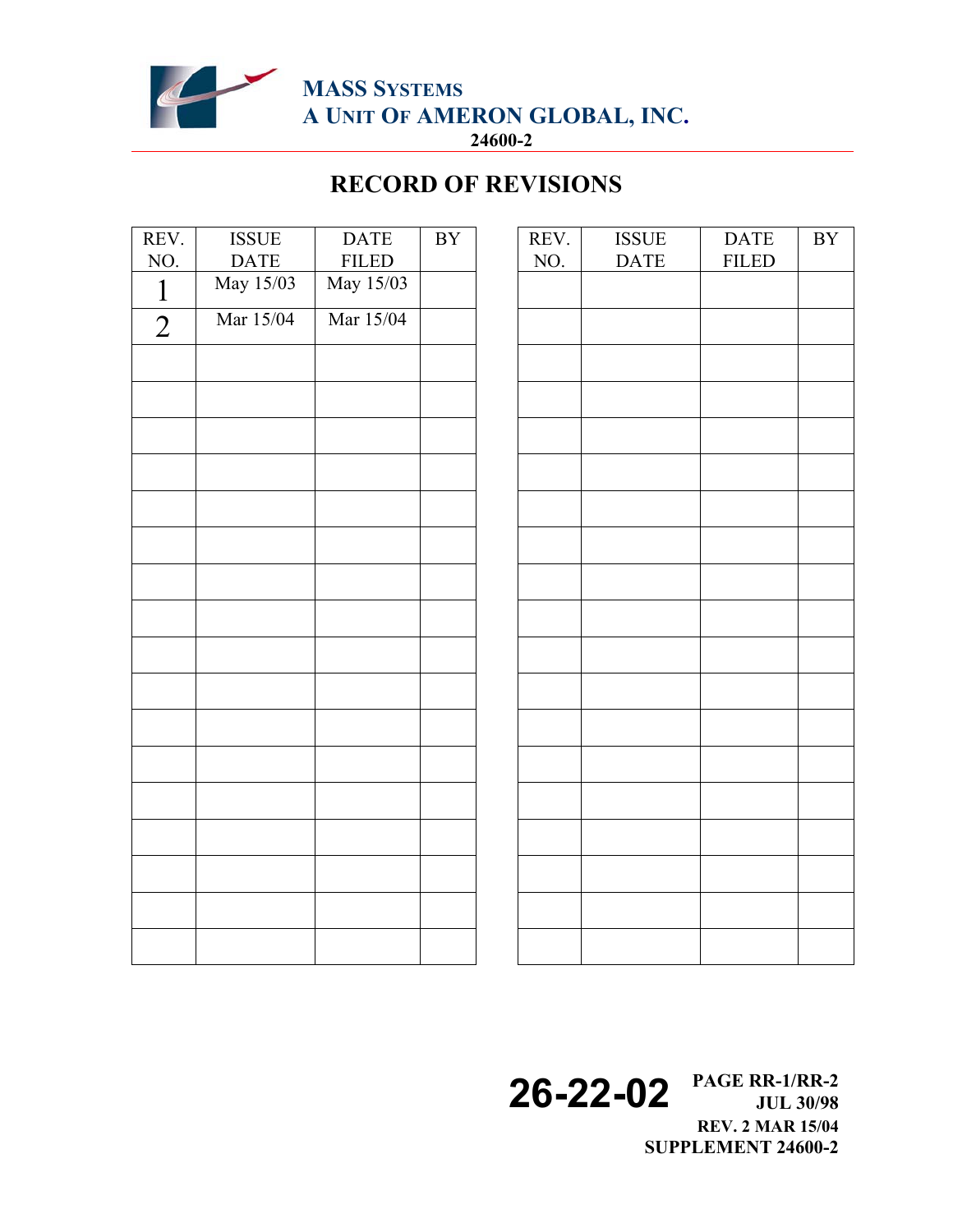# RECORD OF REVISIONS

| REV. NO. | ISSUE DATE | DATE FILED | BY | REV. NO. | ISSUE DATE | DATE FILED | BY |
|---|---|---|---|---|---|---|---|
| 1 | May 15/03 | May 15/03 | | | | | |
| 2 | Mar 15/04 | Mar 15/04 | | | | | |
| | | | | | | | |
| | | | | | | | |
| | | | | | | | |
| | | | | | | | |
| | | | | | | | |
| | | | | | | | |
| | | | | | | | |
| | | | | | | | |
| | | | | | | | |
| | | | | | | | |
| | | | | | | | |
| | | | | | | | |
| | | | | | | | |
| | | | | | | | |
| | | | | | | | |
| | | | | | | | |
| | | | | | | | |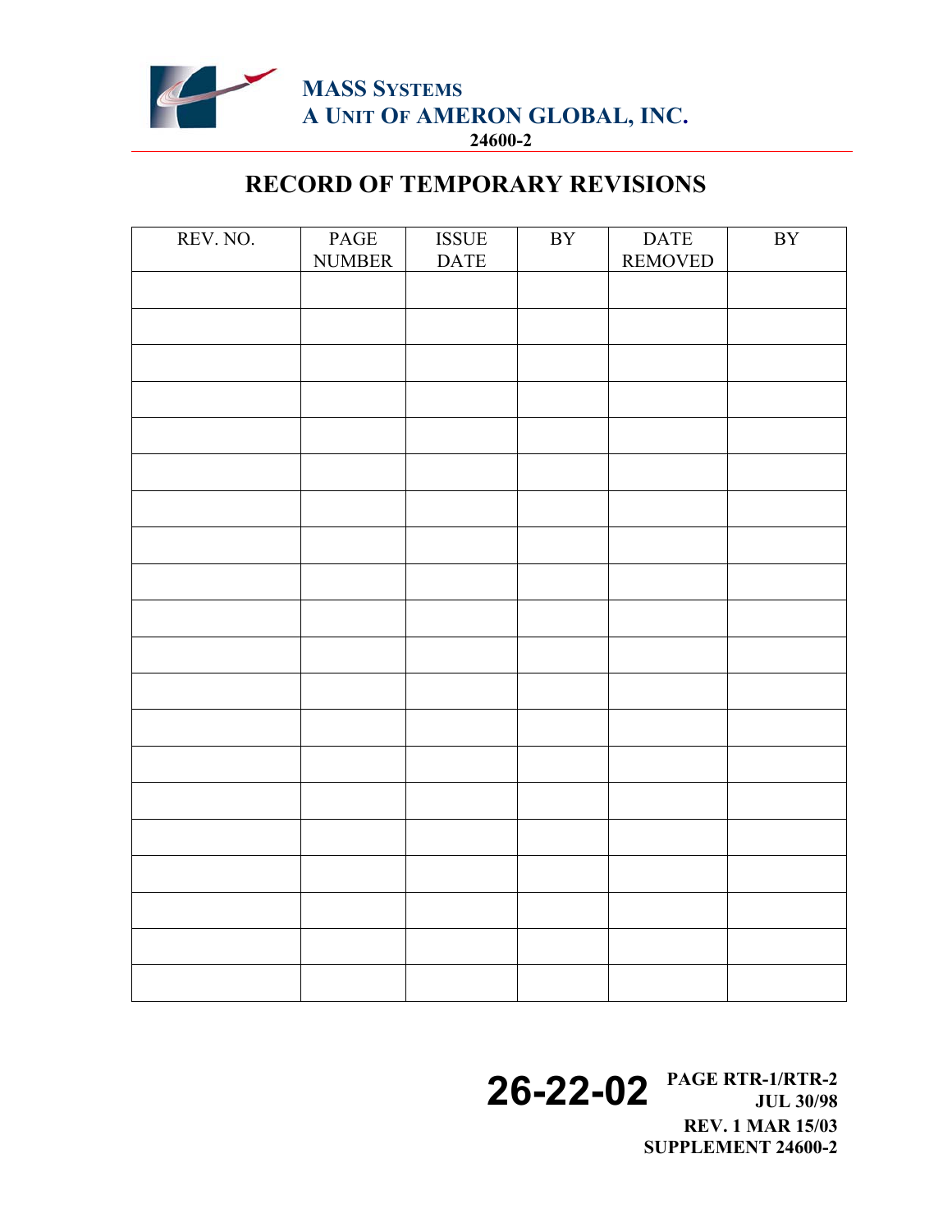# RECORD OF TEMPORARY REVISIONS

| REV. NO. | PAGE NUMBER | ISSUE DATE | BY | DATE REMOVED | BY |
|---|---|---|---|---|---|
| | | | | | |
| | | | | | |
| | | | | | |
| | | | | | |
| | | | | | |
| | | | | | |
| | | | | | |
| | | | | | |
| | | | | | |
| | | | | | |
| | | | | | |
| | | | | | |
| | | | | | |
| | | | | | |
| | | | | | |
| | | | | | |
| | | | | | |
| | | | | | |
| | | | | | |
| | | | | | |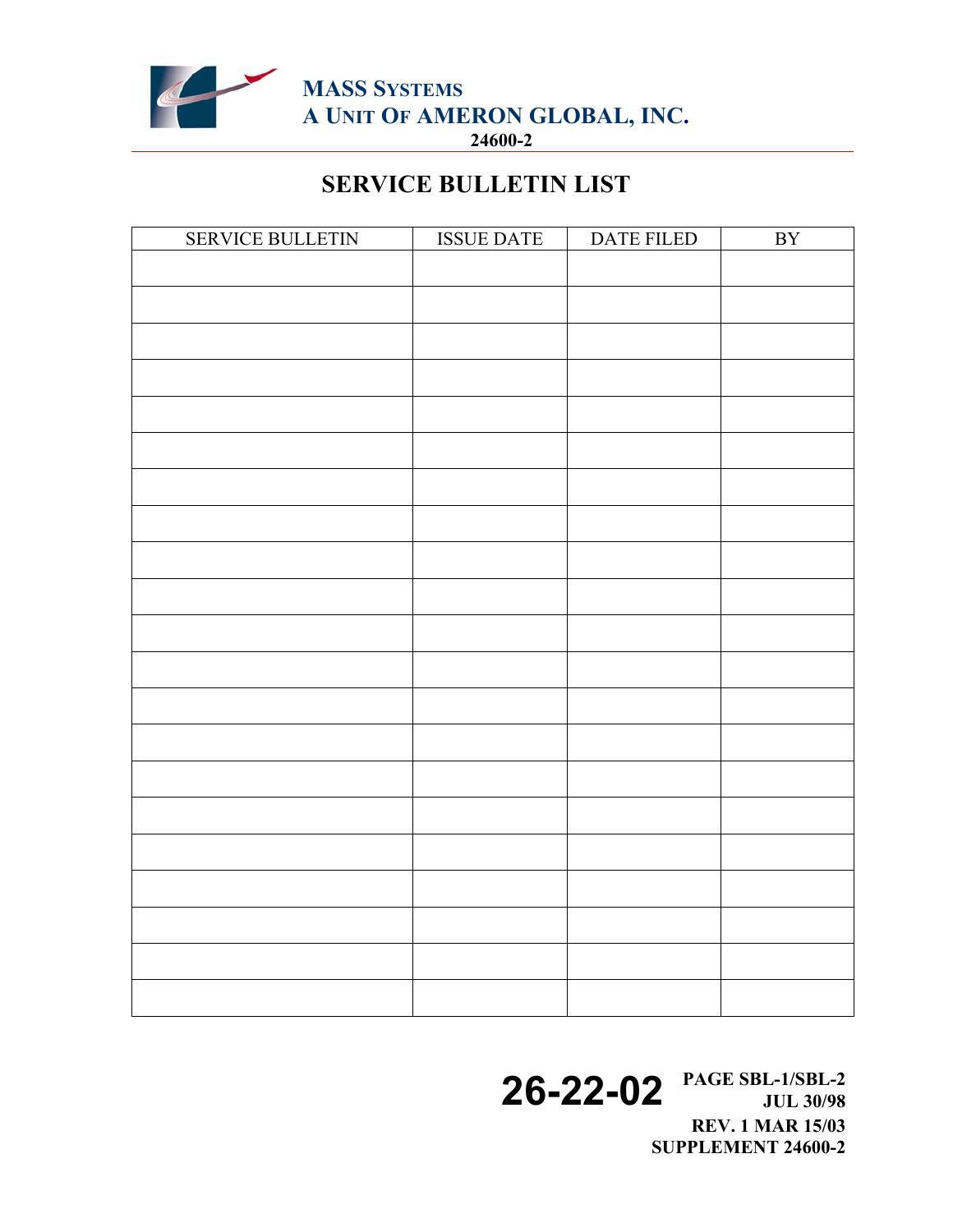## SERVICE BULLETIN LIST

| SERVICE BULLETIN | ISSUE DATE | DATE FILED | BY |
|---|---|---|---|
| | | | |
| | | | |
| | | | |
| | | | |
| | | | |
| | | | |
| | | | |
| | | | |
| | | | |
| | | | |
| | | | |
| | | | |
| | | | |
| | | | |
| | | | |
| | | | |
| | | | |
| | | | |
| | | | |
| | | | |
| | | | |
| | | | |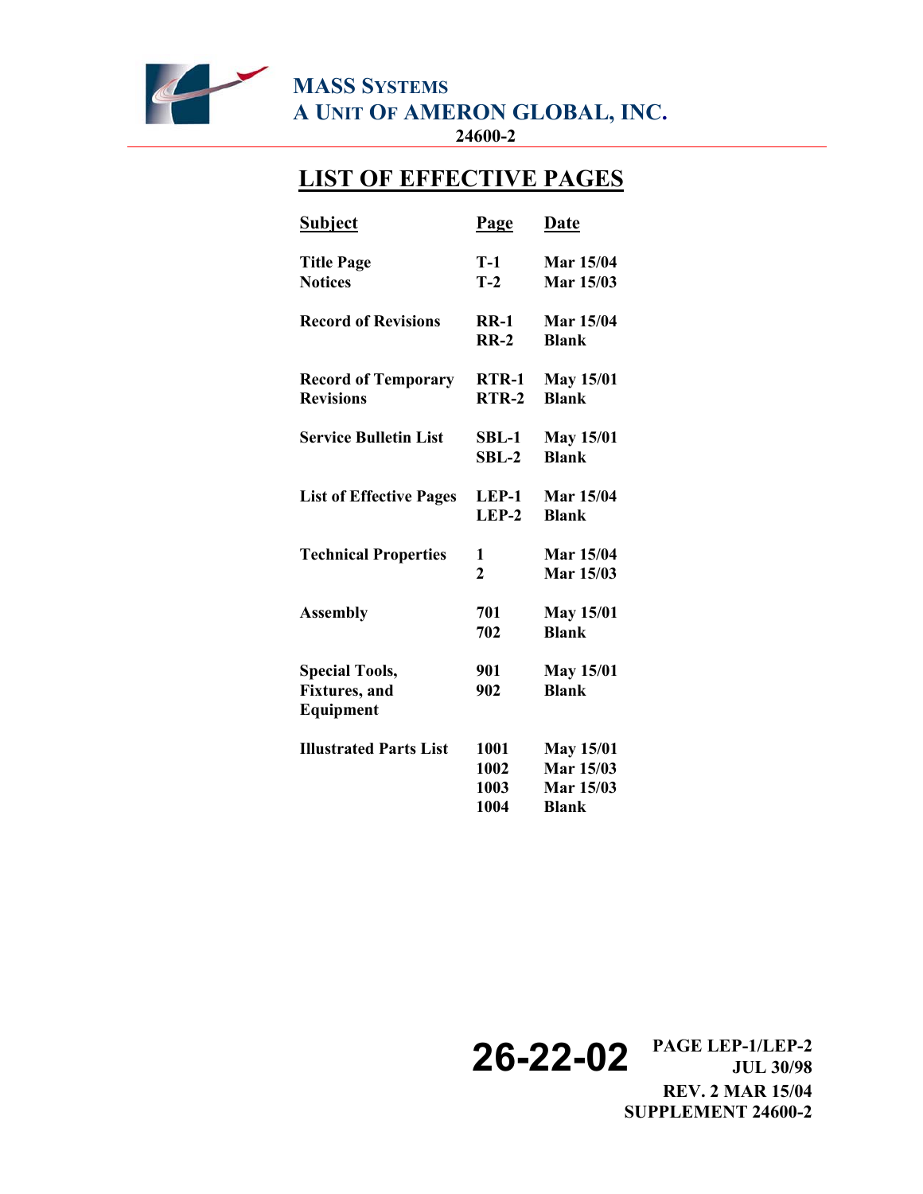# LIST OF EFFECTIVE PAGES

| Subject | Page | Date |
|---|---|---|
| Title Page | T-1 | Mar 15/04 |
| Notices | T-2 | Mar 15/03 |
| Record of Revisions | RR-1 | Mar 15/04 |
| | RR-2 | Blank |
| Record of Temporary Revisions | RTR-1 | May 15/01 |
| | RTR-2 | Blank |
| Service Bulletin List | SBL-1 | May 15/01 |
| | SBL-2 | Blank |
| List of Effective Pages | LEP-1 | Mar 15/04 |
| | LEP-2 | Blank |
| Technical Properties | 1 | Mar 15/04 |
| | 2 | Mar 15/03 |
| Assembly | 701 | May 15/01 |
| | 702 | Blank |
| Special Tools, Fixtures, and Equipment | 901 | May 15/01 |
| | 902 | Blank |
| Illustrated Parts List | 1001 | May 15/01 |
| | 1002 | Mar 15/03 |
| | 1003 | Mar 15/03 |
| | 1004 | Blank |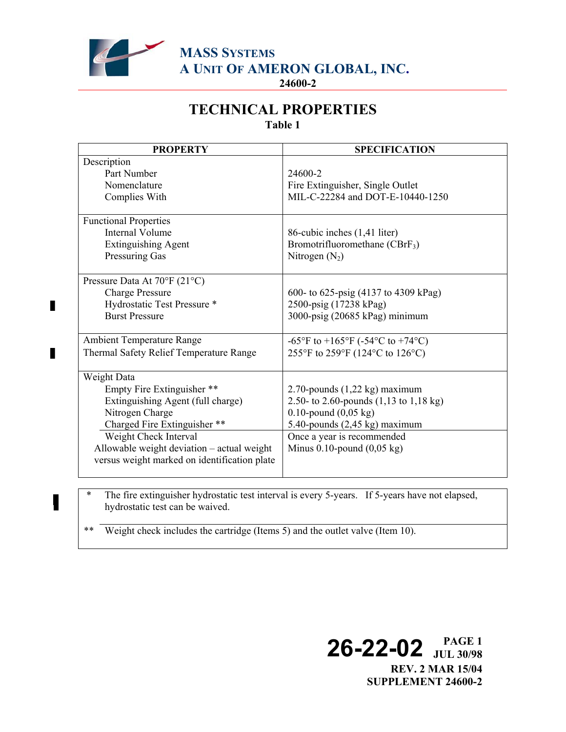MASS SYSTEMS
A UNIT OF AMERON GLOBAL, INC.
24600-2

# TECHNICAL PROPERTIES

**Table 1**

| PROPERTY | SPECIFICATION |
|---|---|
| Description | |
| Part Number | 24600-2 |
| Nomenclature | Fire Extinguisher, Single Outlet |
| Complies With | MIL-C-22284 and DOT-E-10440-1250 |
| Functional Properties | |
| Internal Volume | 86-cubic inches (1,41 liter) |
| Extinguishing Agent | Bromotrifluoromethane ($CBrF_3$) |
| Pressuring Gas | Nitrogen ($N_2$) |
| Pressure Data At 70°F (21°C) | |
| Charge Pressure | 600- to 625-psig (4137 to 4309 kPag) |
| Hydrostatic Test Pressure * | 2500-psig (17238 kPag) |
| Burst Pressure | 3000-psig (20685 kPag) minimum |
| Ambient Temperature Range | -65°F to +165°F (-54°C to +74°C) |
| Thermal Safety Relief Temperature Range | 255°F to 259°F (124°C to 126°C) |
| Weight Data | |
| Empty Fire Extinguisher ** | 2.70-pounds (1,22 kg) maximum |
| Extinguishing Agent (full charge) | 2.50- to 2.60-pounds (1,13 to 1,18 kg) |
| Nitrogen Charge | 0.10-pound (0,05 kg) |
| Charged Fire Extinguisher ** | 5.40-pounds (2,45 kg) maximum |
| Weight Check Interval | Once a year is recommended |
| Allowable weight deviation – actual weight versus weight marked on identification plate | Minus 0.10-pound (0,05 kg) |

| | |
|---|---|
| * | The fire extinguisher hydrostatic test interval is every 5-years. If 5-years have not elapsed, hydrostatic test can be waived. |
| ** | Weight check includes the cartridge (Items 5) and the outlet valve (Item 10). |

26-22-02 PAGE 1
JUL 30/98
REV. 2 MAR 15/04
SUPPLEMENT 24600-2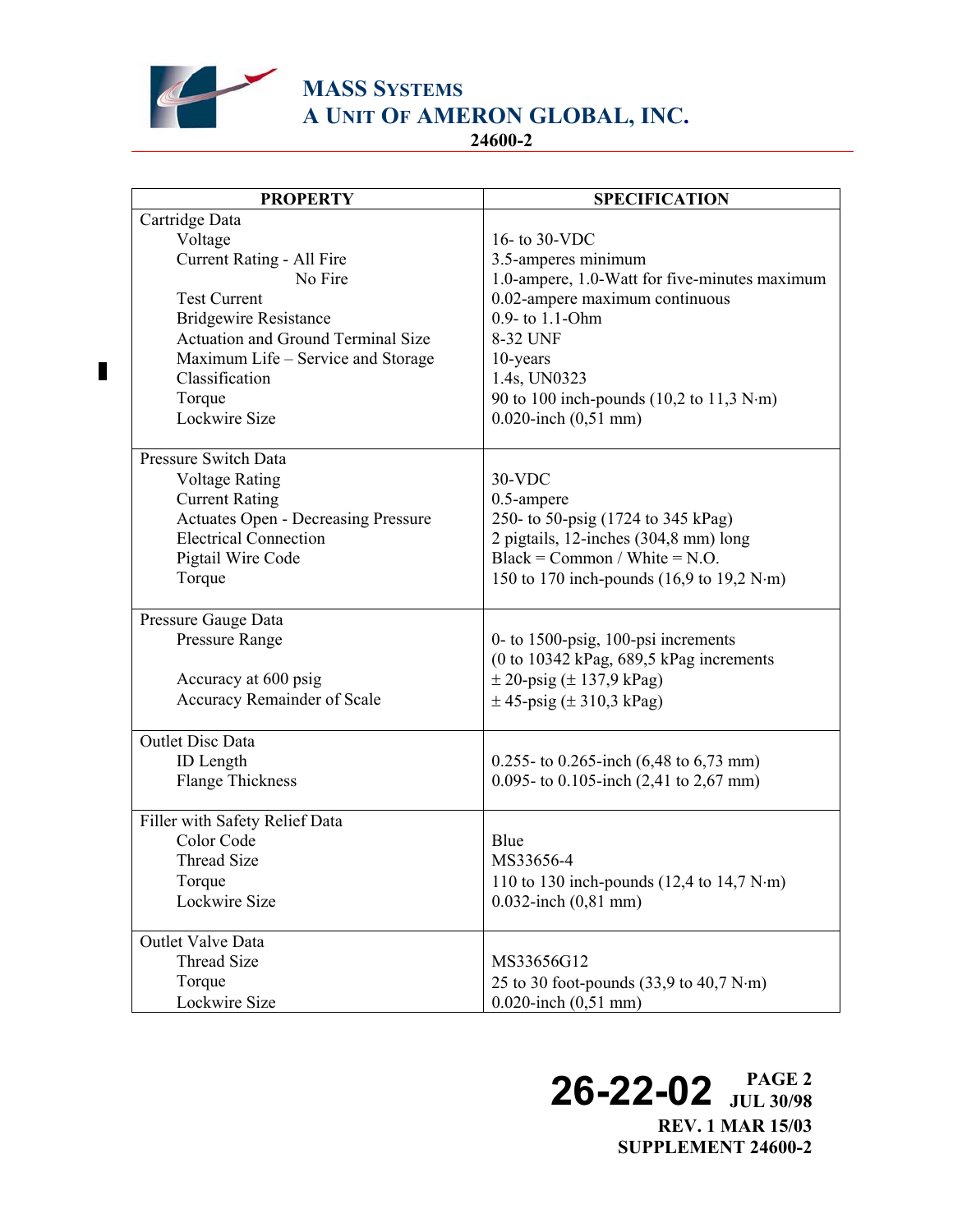| PROPERTY | SPECIFICATION |
|---|---|
| **Cartridge Data** | |
| Voltage | 16- to 30-VDC |
| Current Rating - All Fire | 3.5-amperes minimum |
| No Fire | 1.0-ampere, 1.0-Watt for five-minutes maximum |
| Test Current | 0.02-ampere maximum continuous |
| Bridgewire Resistance | 0.9- to 1.1-Ohm |
| Actuation and Ground Terminal Size | 8-32 UNF |
| Maximum Life – Service and Storage | 10-years |
| Classification | 1.4s, UN0323 |
| Torque | 90 to 100 inch-pounds (10,2 to 11,3 N·m) |
| Lockwire Size | 0.020-inch (0,51 mm) |
| **Pressure Switch Data** | |
| Voltage Rating | 30-VDC |
| Current Rating | 0.5-ampere |
| Actuates Open - Decreasing Pressure | 250- to 50-psig (1724 to 345 kPag) |
| Electrical Connection | 2 pigtails, 12-inches (304,8 mm) long |
| Pigtail Wire Code | Black = Common / White = N.O. |
| Torque | 150 to 170 inch-pounds (16,9 to 19,2 N·m) |
| **Pressure Gauge Data** | |
| Pressure Range | 0- to 1500-psig, 100-psi increments (0 to 10342 kPag, 689,5 kPag increments |
| Accuracy at 600 psig | ± 20-psig (± 137,9 kPag) |
| Accuracy Remainder of Scale | ± 45-psig (± 310,3 kPag) |
| **Outlet Disc Data** | |
| ID Length | 0.255- to 0.265-inch (6,48 to 6,73 mm) |
| Flange Thickness | 0.095- to 0.105-inch (2,41 to 2,67 mm) |
| **Filler with Safety Relief Data** | |
| Color Code | Blue |
| Thread Size | MS33656-4 |
| Torque | 110 to 130 inch-pounds (12,4 to 14,7 N·m) |
| Lockwire Size | 0.032-inch (0,81 mm) |
| **Outlet Valve Data** | |
| Thread Size | MS33656G12 |
| Torque | 25 to 30 foot-pounds (33,9 to 40,7 N·m) |
| Lockwire Size | 0.020-inch (0,51 mm) |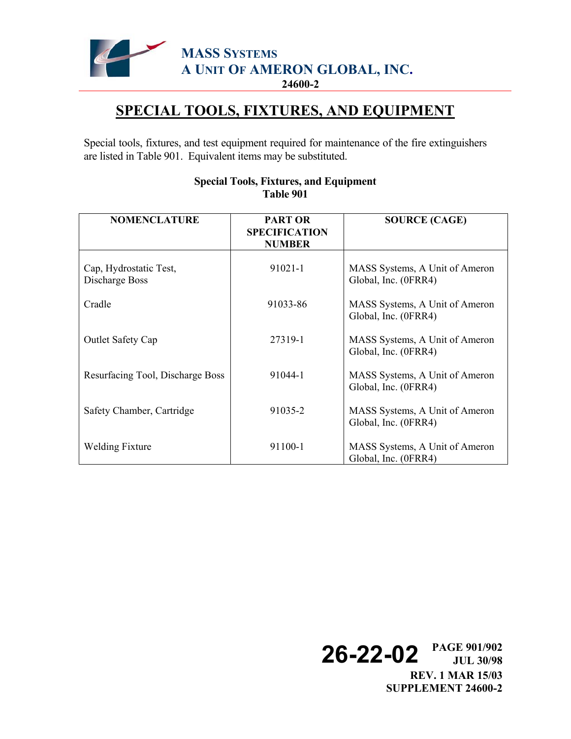# SPECIAL TOOLS, FIXTURES, AND EQUIPMENT

Special tools, fixtures, and test equipment required for maintenance of the fire extinguishers are listed in Table 901. Equivalent items may be substituted.

**Special Tools, Fixtures, and Equipment**
**Table 901**

| NOMENCLATURE | PART OR SPECIFICATION NUMBER | SOURCE (CAGE) |
|---|---|---|
| Cap, Hydrostatic Test, Discharge Boss | 91021-1 | MASS Systems, A Unit of Ameron Global, Inc. (0FRR4) |
| Cradle | 91033-86 | MASS Systems, A Unit of Ameron Global, Inc. (0FRR4) |
| Outlet Safety Cap | 27319-1 | MASS Systems, A Unit of Ameron Global, Inc. (0FRR4) |
| Resurfacing Tool, Discharge Boss | 91044-1 | MASS Systems, A Unit of Ameron Global, Inc. (0FRR4) |
| Safety Chamber, Cartridge | 91035-2 | MASS Systems, A Unit of Ameron Global, Inc. (0FRR4) |
| Welding Fixture | 91100-1 | MASS Systems, A Unit of Ameron Global, Inc. (0FRR4) |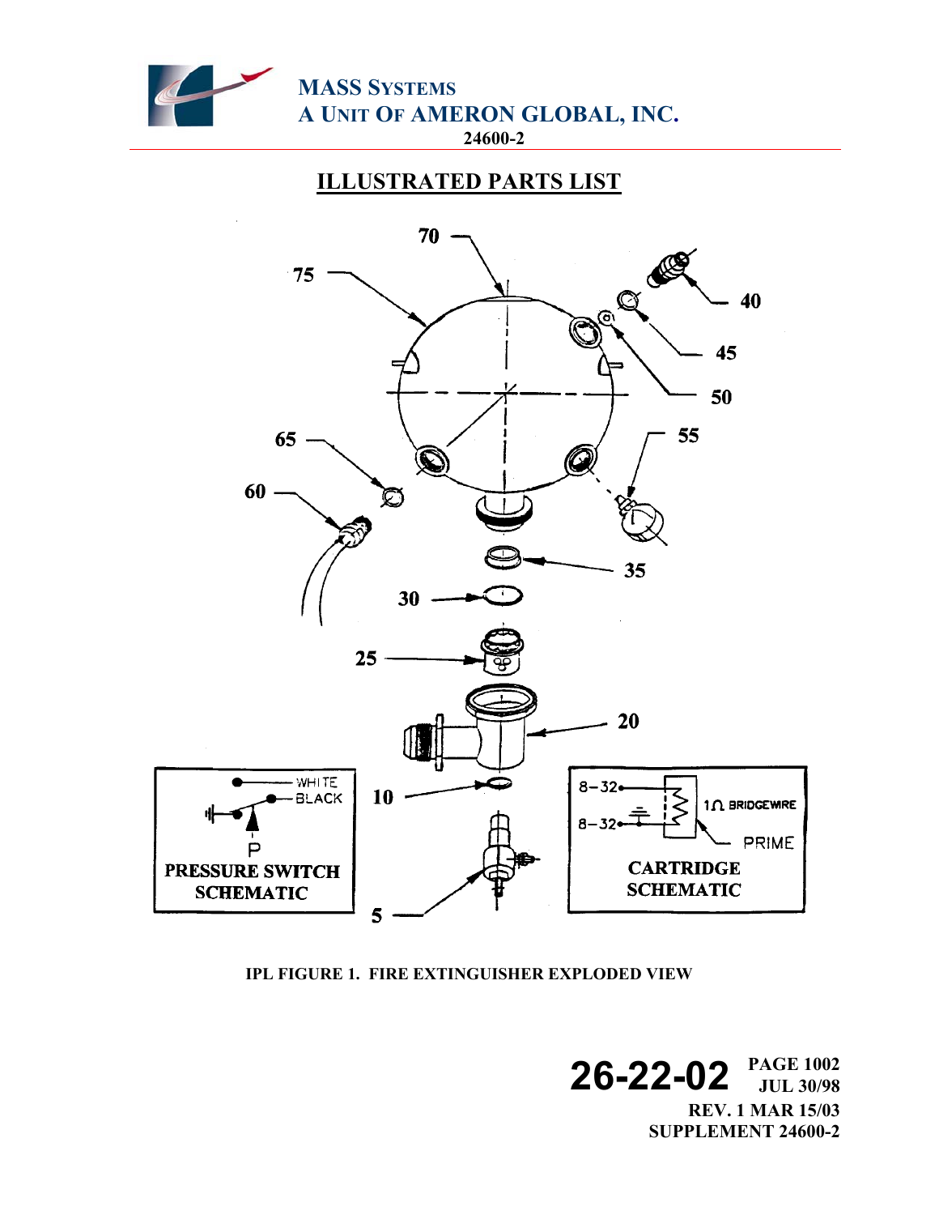## ILLUSTRATED PARTS LIST

IPL FIGURE 1. FIRE EXTINGUISHER EXPLODED VIEW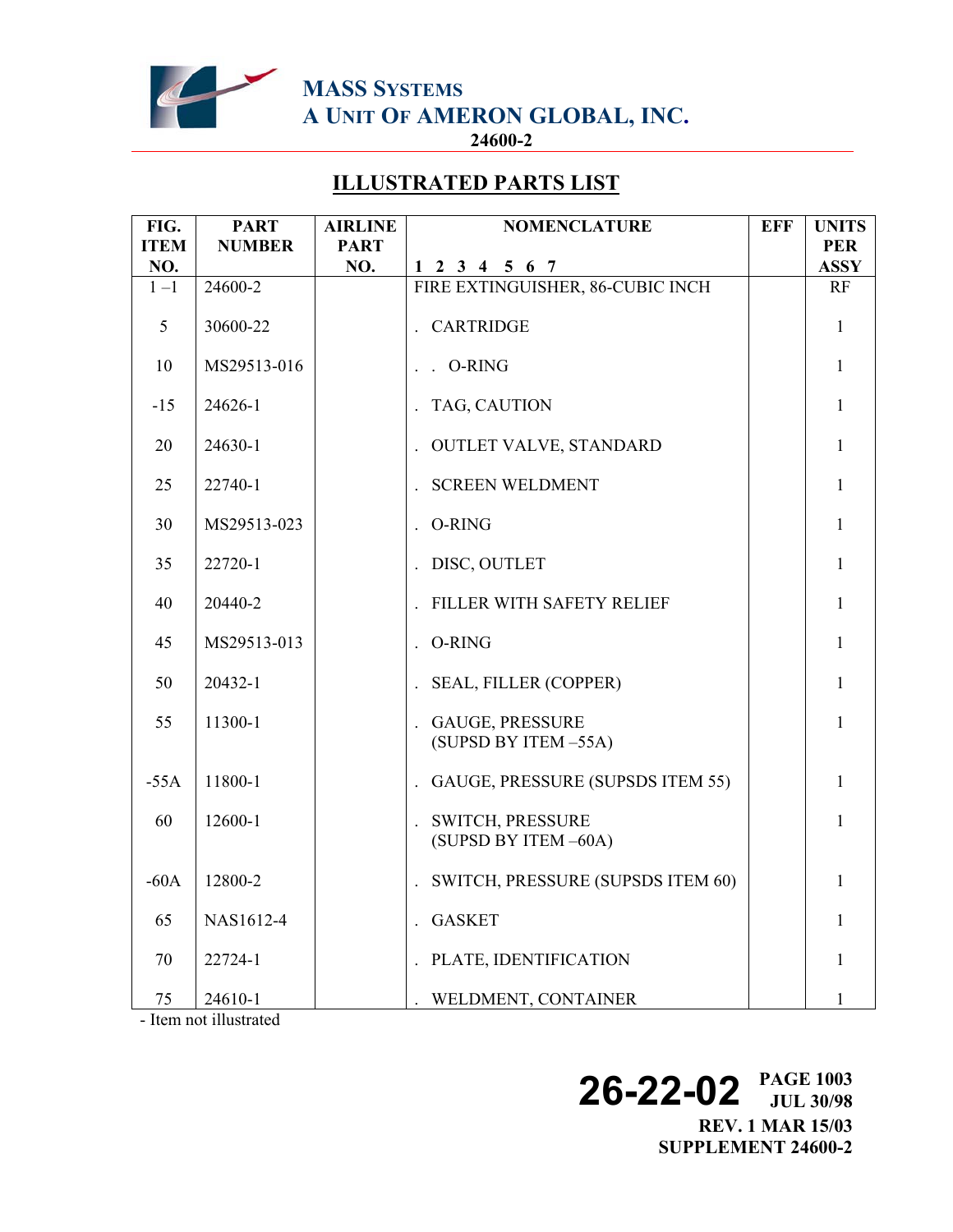# ILLUSTRATED PARTS LIST

| FIG. ITEM NO. | PART NUMBER | AIRLINE PART NO. | NOMENCLATURE<br>1 2 3 4 5 6 7 | EFF | UNITS PER ASSY |
|---|---|---|---|---|---|
| 1 –1 | 24600-2 | | FIRE EXTINGUISHER, 86-CUBIC INCH | | RF |
| 5 | 30600-22 | | . CARTRIDGE | | 1 |
| 10 | MS29513-016 | | . . O-RING | | 1 |
| -15 | 24626-1 | | . TAG, CAUTION | | 1 |
| 20 | 24630-1 | | . OUTLET VALVE, STANDARD | | 1 |
| 25 | 22740-1 | | . SCREEN WELDMENT | | 1 |
| 30 | MS29513-023 | | . O-RING | | 1 |
| 35 | 22720-1 | | . DISC, OUTLET | | 1 |
| 40 | 20440-2 | | . FILLER WITH SAFETY RELIEF | | 1 |
| 45 | MS29513-013 | | . O-RING | | 1 |
| 50 | 20432-1 | | . SEAL, FILLER (COPPER) | | 1 |
| 55 | 11300-1 | | . GAUGE, PRESSURE (SUPSD BY ITEM –55A) | | 1 |
| -55A | 11800-1 | | . GAUGE, PRESSURE (SUPSDS ITEM 55) | | 1 |
| 60 | 12600-1 | | . SWITCH, PRESSURE (SUPSD BY ITEM –60A) | | 1 |
| -60A | 12800-2 | | . SWITCH, PRESSURE (SUPSDS ITEM 60) | | 1 |
| 65 | NAS1612-4 | | . GASKET | | 1 |
| 70 | 22724-1 | | . PLATE, IDENTIFICATION | | 1 |
| 75 | 24610-1 | | . WELDMENT, CONTAINER | | 1 |

- Item not illustrated